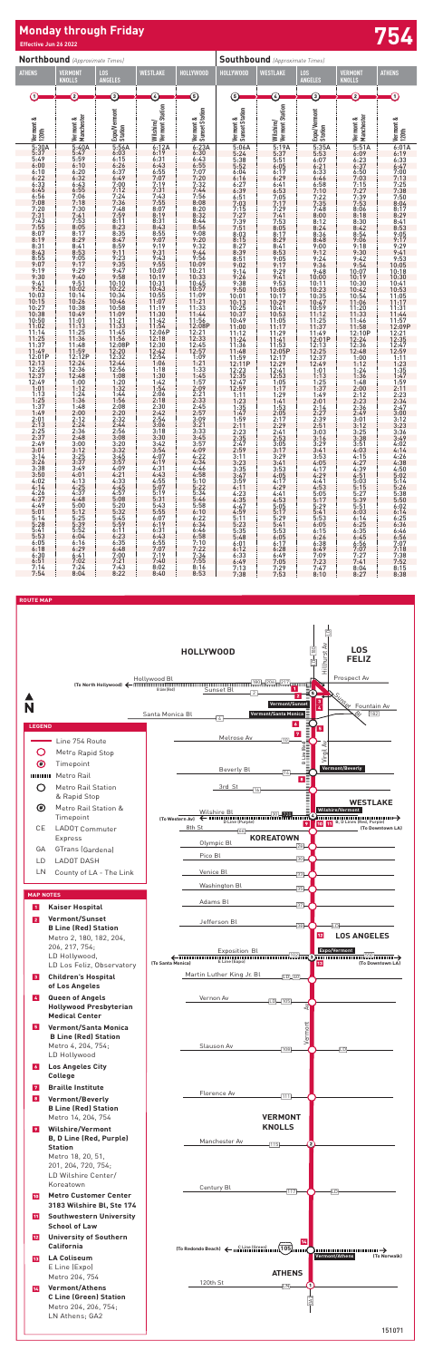# Monday through Friday

**754**

Effective Jun 26 2022

## Northbound *(Approximate Times)*

| ATHENS | VERMONT KNOLLS | LOS ANGELES | WESTLAKE | HOLLYWOOD |
|---|---|---|---|---|
| 1 | 2 | 3 | 4 | 5 |
| Vermont & 120th | Vermont & Manchester | Expo/Vermont Station | Wilshire/Vermont Station | Vermont & Sunset Station |
| 5:30A | 5:40A | 5:56A | 6:12A | 6:23A |
| 5:37 | 5:47 | 6:03 | 6:19 | 6:30 |
| 5:49 | 5:59 | 6:15 | 6:31 | 6:43 |
| 6:00 | 6:10 | 6:26 | 6:43 | 6:55 |
| 6:10 | 6:20 | 6:37 | 6:55 | 7:07 |
| 6:22 | 6:32 | 6:49 | 7:07 | 7:20 |
| 6:33 | 6:43 | 7:00 | 7:19 | 7:32 |
| 6:45 | 6:55 | 7:12 | 7:31 | 7:44 |
| 6:56 | 7:06 | 7:24 | 7:43 | 7:56 |
| 7:08 | 7:18 | 7:36 | 7:55 | 8:08 |
| 7:20 | 7:30 | 7:48 | 8:07 | 8:20 |
| 7:31 | 7:41 | 7:59 | 8:19 | 8:32 |
| 7:43 | 7:53 | 8:11 | 8:31 | 8:44 |
| 7:55 | 8:05 | 8:23 | 8:43 | 8:56 |
| 8:07 | 8:17 | 8:35 | 8:55 | 9:08 |
| 8:19 | 8:29 | 8:47 | 9:07 | 9:20 |
| 8:31 | 8:41 | 8:59 | 9:19 | 9:32 |
| 8:43 | 8:53 | 9:11 | 9:31 | 9:44 |
| 8:55 | 9:05 | 9:23 | 9:43 | 9:56 |
| 9:07 | 9:17 | 9:35 | 9:55 | 10:09 |
| 9:19 | 9:29 | 9:47 | 10:07 | 10:21 |
| 9:30 | 9:40 | 9:58 | 10:19 | 10:33 |
| 9:41 | 9:51 | 10:10 | 10:31 | 10:45 |
| 9:52 | 10:02 | 10:22 | 10:43 | 10:57 |
| 10:03 | 10:14 | 10:34 | 10:55 | 11:09 |
| 10:15 | 10:26 | 10:46 | 11:07 | 11:21 |
| 10:27 | 10:38 | 10:58 | 11:19 | 11:33 |
| 10:38 | 10:49 | 11:09 | 11:30 | 11:44 |
| 10:50 | 11:01 | 11:21 | 11:42 | 11:56 |
| 11:02 | 11:13 | 11:33 | 11:54 | 12:08P |
| 11:14 | 11:25 | 11:45 | 12:06P | 12:21 |
| 11:25 | 11:36 | 11:56 | 12:18 | 12:33 |
| 11:37 | 11:48 | 12:08P | 12:30 | 12:45 |
| 11:49 | 11:59 | 12:20 | 12:42 | 12:57 |
| 12:01P | 12:12P | 12:32 | 12:54 | 1:09 |
| 12:13 | 12:24 | 12:44 | 1:06 | 1:21 |
| 12:25 | 12:36 | 12:56 | 1:18 | 1:33 |
| 12:37 | 12:48 | 1:08 | 1:30 | 1:45 |
| 12:49 | 1:00 | 1:20 | 1:42 | 1:57 |
| 1:01 | 1:12 | 1:32 | 1:54 | 2:09 |
| 1:13 | 1:24 | 1:44 | 2:06 | 2:21 |
| 1:25 | 1:36 | 1:56 | 2:18 | 2:33 |
| 1:37 | 1:48 | 2:08 | 2:30 | 2:45 |
| 1:49 | 2:00 | 2:20 | 2:42 | 2:57 |
| 2:01 | 2:12 | 2:32 | 2:54 | 3:09 |
| 2:13 | 2:24 | 2:44 | 3:06 | 3:21 |
| 2:25 | 2:36 | 2:56 | 3:18 | 3:33 |
| 2:37 | 2:48 | 3:08 | 3:30 | 3:45 |
| 2:49 | 3:00 | 3:20 | 3:42 | 3:57 |
| 3:01 | 3:12 | 3:32 | 3:54 | 4:09 |
| 3:14 | 3:25 | 3:45 | 4:07 | 4:22 |
| 3:26 | 3:37 | 3:57 | 4:19 | 4:34 |
| 3:38 | 3:49 | 4:09 | 4:31 | 4:46 |
| 3:50 | 4:01 | 4:21 | 4:43 | 4:58 |
| 4:02 | 4:13 | 4:33 | 4:55 | 5:10 |
| 4:14 | 4:25 | 4:45 | 5:07 | 5:22 |
| 4:26 | 4:37 | 4:57 | 5:19 | 5:34 |
| 4:37 | 4:48 | 5:08 | 5:31 | 5:46 |
| 4:49 | 5:00 | 5:20 | 5:43 | 5:58 |
| 5:01 | 5:12 | 5:32 | 5:55 | 6:10 |
| 5:14 | 5:25 | 5:45 | 6:07 | 6:22 |
| 5:28 | 5:39 | 5:59 | 6:19 | 6:34 |
| 5:41 | 5:52 | 6:11 | 6:31 | 6:46 |
| 5:53 | 6:04 | 6:23 | 6:43 | 6:58 |
| 6:05 | 6:16 | 6:35 | 6:55 | 7:10 |
| 6:18 | 6:29 | 6:48 | 7:07 | 7:22 |
| 6:30 | 6:41 | 7:00 | 7:19 | 7:34 |
| 6:51 | 7:02 | 7:21 | 7:40 | 7:55 |
| 7:14 | 7:24 | 7:43 | 8:02 | 8:16 |
| 7:54 | 8:04 | 8:22 | 8:40 | 8:53 |

## Southbound *(Approximate Times)*

| HOLLYWOOD | WESTLAKE | LOS ANGELES | VERMONT KNOLLS | ATHENS |
|---|---|---|---|---|
| 5 | 4 | 3 | 2 | 1 |
| Vermont & Sunset Station | Wilshire/Vermont Station | Expo/Vermont Station | Vermont & Manchester | Vermont & 120th |
| 5:06A | 5:19A | 5:35A | 5:51A | 6:01A |
| 5:24 | 5:37 | 5:53 | 6:09 | 6:19 |
| 5:38 | 5:51 | 6:07 | 6:23 | 6:33 |
| 5:52 | 6:05 | 6:21 | 6:37 | 6:47 |
| 6:04 | 6:17 | 6:33 | 6:50 | 7:00 |
| 6:16 | 6:29 | 6:46 | 7:03 | 7:13 |
| 6:27 | 6:41 | 6:58 | 7:15 | 7:25 |
| 6:39 | 6:53 | 7:10 | 7:27 | 7:38 |
| 6:51 | 7:05 | 7:22 | 7:39 | 7:50 |
| 7:03 | 7:17 | 7:35 | 7:53 | 8:04 |
| 7:15 | 7:29 | 7:48 | 8:06 | 8:17 |
| 7:27 | 7:41 | 8:00 | 8:18 | 8:29 |
| 7:39 | 7:53 | 8:12 | 8:30 | 8:41 |
| 7:51 | 8:05 | 8:24 | 8:42 | 8:53 |
| 8:03 | 8:17 | 8:36 | 8:54 | 9:05 |
| 8:15 | 8:29 | 8:48 | 9:06 | 9:17 |
| 8:27 | 8:41 | 9:00 | 9:18 | 9:29 |
| 8:39 | 8:53 | 9:12 | 9:30 | 9:41 |
| 8:51 | 9:05 | 9:24 | 9:42 | 9:53 |
| 9:02 | 9:17 | 9:36 | 9:54 | 10:05 |
| 9:14 | 9:29 | 9:48 | 10:07 | 10:18 |
| 9:26 | 9:41 | 10:00 | 10:19 | 10:30 |
| 9:38 | 9:53 | 10:11 | 10:30 | 10:41 |
| 9:50 | 10:05 | 10:23 | 10:42 | 10:53 |
| 10:01 | 10:17 | 10:35 | 10:54 | 11:05 |
| 10:13 | 10:29 | 10:47 | 11:06 | 11:17 |
| 10:25 | 10:41 | 10:59 | 11:20 | 11:31 |
| 10:37 | 10:53 | 11:12 | 11:33 | 11:44 |
| 10:49 | 11:05 | 11:25 | 11:46 | 11:57 |
| 11:00 | 11:17 | 11:37 | 11:58 | 12:09P |
| 11:12 | 11:29 | 11:49 | 12:10P | 12:21 |
| 11:24 | 11:41 | 12:01P | 12:24 | 12:35 |
| 11:36 | 11:53 | 12:13 | 12:36 | 12:47 |
| 11:48 | 12:05P | 12:25 | 12:48 | 12:59 |
| 11:59 | 12:17 | 12:37 | 1:00 | 1:11 |
| 12:11P | 12:29 | 12:49 | 1:12 | 1:23 |
| 12:23 | 12:41 | 1:01 | 1:24 | 1:35 |
| 12:35 | 12:53 | 1:13 | 1:36 | 1:47 |
| 12:47 | 1:05 | 1:25 | 1:48 | 1:59 |
| 12:59 | 1:17 | 1:37 | 2:00 | 2:11 |
| 1:11 | 1:29 | 1:49 | 2:12 | 2:23 |
| 1:23 | 1:41 | 2:01 | 2:23 | 2:34 |
| 1:35 | 1:53 | 2:14 | 2:36 | 2:47 |
| 1:47 | 2:05 | 2:27 | 2:49 | 3:00 |
| 1:59 | 2:17 | 2:39 | 3:01 | 3:12 |
| 2:11 | 2:29 | 2:51 | 3:12 | 3:23 |
| 2:23 | 2:41 | 3:03 | 3:25 | 3:36 |
| 2:35 | 2:53 | 3:16 | 3:38 | 3:49 |
| 2:47 | 3:05 | 3:29 | 3:51 | 4:02 |
| 2:59 | 3:17 | 3:41 | 4:03 | 4:14 |
| 3:11 | 3:29 | 3:53 | 4:15 | 4:26 |
| 3:23 | 3:41 | 4:05 | 4:27 | 4:38 |
| 3:35 | 3:53 | 4:17 | 4:39 | 4:50 |
| 3:47 | 4:05 | 4:29 | 4:51 | 5:02 |
| 3:59 | 4:17 | 4:41 | 5:03 | 5:14 |
| 4:11 | 4:29 | 4:53 | 5:15 | 5:26 |
| 4:23 | 4:41 | 5:05 | 5:27 | 5:38 |
| 4:35 | 4:53 | 5:17 | 5:39 | 5:50 |
| 4:47 | 5:05 | 5:29 | 5:51 | 6:02 |
| 4:59 | 5:17 | 5:41 | 6:03 | 6:14 |
| 5:11 | 5:29 | 5:53 | 6:14 | 6:25 |
| 5:23 | 5:41 | 6:05 | 6:25 | 6:36 |
| 5:35 | 5:53 | 6:15 | 6:35 | 6:46 |
| 5:48 | 6:05 | 6:26 | 6:45 | 6:56 |
| 6:01 | 6:17 | 6:38 | 6:56 | 7:07 |
| 6:12 | 6:28 | 6:49 | 7:07 | 7:18 |
| 6:33 | 6:49 | 7:09 | 7:27 | 7:38 |
| 6:49 | 7:05 | 7:23 | 7:41 | 7:52 |
| 7:13 | 7:29 | 7:47 | 8:04 | 8:15 |
| 7:38 | 7:53 | 8:10 | 8:27 | 8:38 |

## ROUTE MAP

### LEGEND

- Line 754 Route
- Metro Rapid Stop
- Timepoint
- Metro Rail
- Metro Rail Station & Rapid Stop
- Metro Rail Station & Timepoint
- CE — LADOT Commuter Express
- GA — GTrans (Gardena)
- LD — LADOT DASH
- LN — County of LA - The Link

### MAP NOTES

1. **Kaiser Hospital**
2. **Vermont/Sunset B Line (Red) Station** — Metro 2, 180, 182, 204, 206, 217, 754; LD Hollywood, LD Los Feliz, Observatory
3. **Children's Hospital of Los Angeles**
4. **Queen of Angels Hollywood Presbyterian Medical Center**
5. **Vermont/Santa Monica B Line (Red) Station** — Metro 4, 204, 754; LD Hollywood
6. **Los Angeles City College**
7. **Braille Institute**
8. **Vermont/Beverly B Line (Red) Station** — Metro 14, 204, 754
9. **Wilshire/Vermont B, D Line (Red, Purple) Station** — Metro 18, 20, 51, 201, 204, 720, 754; LD Wilshire Center/Koreatown
10. **Metro Customer Center** 3183 Wilshire Bl, Ste 174
11. **Southwestern University School of Law**
12. **University of Southern California**
13. **LA Coliseum** — E Line (Expo); Metro 204, 754
14. **Vermont/Athens C Line (Green) Station** — Metro 204, 206, 754; LN Athens; GA2

151071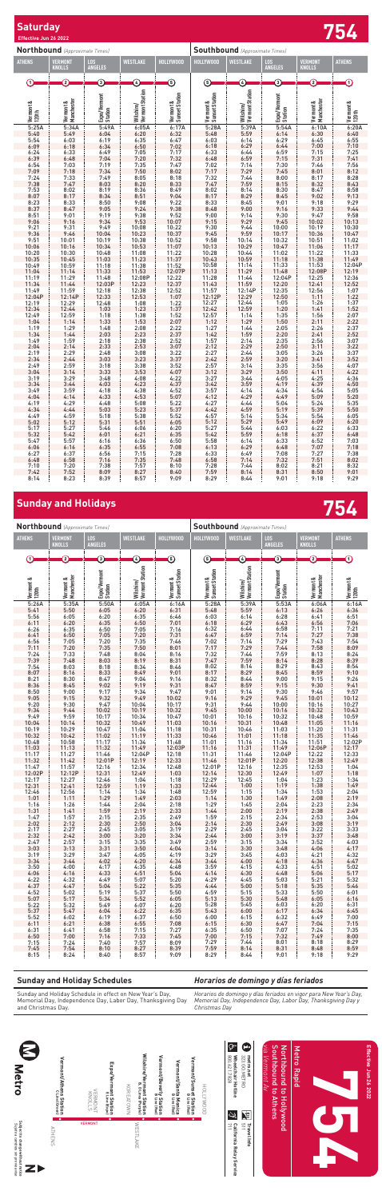# Saturday

Effective Jun 26 2022

# 754

| Northbound (Approximate Times) | | | | | Southbound (Approximate Times) | | | | |
|---|---|---|---|---|---|---|---|---|---|
| ATHENS | VERMONT KNOLLS | LOS ANGELES | WESTLAKE | HOLLYWOOD | HOLLYWOOD | WESTLAKE | LOS ANGELES | VERMONT KNOLLS | ATHENS |
| 1 Vermont & 120th | 2 Vermont & Manchester | 3 Expo/Vermont Station | 4 Wilshire/Vermont Station | 5 Vermont & Sunset Station | 5 Vermont & Sunset Station | 4 Wilshire/Vermont Station | 3 Expo/Vermont Station | 2 Vermont & Manchester | 1 Vermont & 120th |
| 5:25A | 5:34A | 5:49A | 6:05A | 6:17A | 5:28A | 5:39A | 5:54A | 6:10A | 6:20A |
| 5:40 | 5:49 | 6:04 | 6:20 | 6:32 | 5:48 | 5:59 | 6:14 | 6:29 | 6:40 |
| 5:54 | 6:03 | 6:19 | 6:35 | 6:47 | 6:03 | 6:14 | 6:29 | 6:45 | 6:55 |
| 6:09 | 6:18 | 6:34 | 6:50 | 7:02 | 6:18 | 6:29 | 6:44 | 7:00 | 7:10 |
| 6:24 | 6:33 | 6:49 | 7:05 | 7:17 | 6:33 | 6:44 | 6:59 | 7:15 | 7:25 |
| 6:39 | 6:48 | 7:04 | 7:20 | 7:32 | 6:48 | 6:59 | 7:15 | 7:31 | 7:41 |
| 6:54 | 7:03 | 7:19 | 7:35 | 7:47 | 7:02 | 7:14 | 7:30 | 7:46 | 7:56 |
| 7:09 | 7:18 | 7:34 | 7:50 | 8:02 | 7:17 | 7:29 | 7:45 | 8:01 | 8:12 |
| 7:24 | 7:33 | 7:49 | 8:05 | 8:18 | 7:32 | 7:44 | 8:00 | 8:17 | 8:28 |
| 7:38 | 7:47 | 8:03 | 8:20 | 8:33 | 7:47 | 7:59 | 8:15 | 8:32 | 8:43 |
| 7:53 | 8:02 | 8:19 | 8:36 | 8:49 | 8:02 | 8:14 | 8:30 | 8:47 | 8:58 |
| 8:07 | 8:17 | 8:34 | 8:51 | 9:04 | 8:17 | 8:29 | 8:45 | 9:02 | 9:13 |
| 8:23 | 8:33 | 8:50 | 9:08 | 9:22 | 8:33 | 8:45 | 9:01 | 9:18 | 9:29 |
| 8:37 | 8:47 | 9:05 | 9:24 | 9:38 | 8:48 | 9:00 | 9:16 | 9:33 | 9:44 |
| 8:51 | 9:01 | 9:19 | 9:38 | 9:52 | 9:00 | 9:14 | 9:30 | 9:47 | 9:58 |
| 9:06 | 9:16 | 9:34 | 9:53 | 10:07 | 9:15 | 9:29 | 9:45 | 10:02 | 10:13 |
| 9:21 | 9:31 | 9:49 | 10:08 | 10:22 | 9:30 | 9:44 | 10:00 | 10:19 | 10:30 |
| 9:36 | 9:46 | 10:04 | 10:23 | 10:37 | 9:45 | 9:59 | 10:17 | 10:36 | 10:47 |
| 9:51 | 10:01 | 10:19 | 10:38 | 10:52 | 9:58 | 10:14 | 10:32 | 10:51 | 11:02 |
| 10:06 | 10:16 | 10:34 | 10:53 | 11:07 | 10:13 | 10:29 | 10:47 | 11:06 | 11:17 |
| 10:20 | 10:30 | 10:48 | 11:08 | 11:22 | 10:28 | 10:44 | 11:02 | 11:22 | 11:33 |
| 10:35 | 10:45 | 11:03 | 11:23 | 11:37 | 10:43 | 10:59 | 11:18 | 11:38 | 11:49 |
| 10:49 | 10:59 | 11:18 | 11:38 | 11:52 | 10:58 | 11:14 | 11:33 | 11:53 | 12:04P |
| 11:04 | 11:14 | 11:33 | 11:53 | 12:07P | 11:13 | 11:29 | 11:48 | 12:08P | 12:19 |
| 11:19 | 11:29 | 11:48 | 12:08P | 12:22 | 11:28 | 11:44 | 12:04P | 12:25 | 12:36 |
| 11:34 | 11:44 | 12:03P | 12:23 | 12:37 | 11:43 | 11:59 | 12:20 | 12:41 | 12:52 |
| 11:49 | 11:59 | 12:18 | 12:38 | 12:52 | 11:57 | 12:14P | 12:35 | 12:56 | 1:07 |
| 12:04P | 12:14P | 12:33 | 12:53 | 1:07 | 12:12P | 12:29 | 12:50 | 1:11 | 1:22 |
| 12:19 | 12:29 | 12:48 | 1:08 | 1:22 | 12:27 | 12:44 | 1:05 | 1:26 | 1:37 |
| 12:34 | 12:44 | 1:03 | 1:23 | 1:37 | 12:42 | 12:59 | 1:20 | 1:41 | 1:52 |
| 12:49 | 12:59 | 1:18 | 1:38 | 1:52 | 12:57 | 1:14 | 1:35 | 1:56 | 2:07 |
| 1:04 | 1:14 | 1:33 | 1:53 | 2:07 | 1:12 | 1:29 | 1:50 | 2:11 | 2:22 |
| 1:19 | 1:29 | 1:48 | 2:08 | 2:22 | 1:27 | 1:44 | 2:05 | 2:26 | 2:37 |
| 1:34 | 1:44 | 2:03 | 2:23 | 2:37 | 1:42 | 1:59 | 2:20 | 2:41 | 2:52 |
| 1:49 | 1:59 | 2:18 | 2:38 | 2:52 | 1:57 | 2:14 | 2:35 | 2:56 | 3:07 |
| 2:04 | 2:14 | 2:33 | 2:53 | 3:07 | 2:12 | 2:29 | 2:50 | 3:11 | 3:22 |
| 2:19 | 2:29 | 2:48 | 3:08 | 3:22 | 2:27 | 2:44 | 3:05 | 3:26 | 3:37 |
| 2:34 | 2:44 | 3:03 | 3:23 | 3:37 | 2:42 | 2:59 | 3:20 | 3:41 | 3:52 |
| 2:49 | 2:59 | 3:18 | 3:38 | 3:52 | 2:57 | 3:14 | 3:35 | 3:56 | 4:07 |
| 3:04 | 3:14 | 3:33 | 3:53 | 4:07 | 3:12 | 3:29 | 3:50 | 4:11 | 4:22 |
| 3:19 | 3:29 | 3:48 | 4:08 | 4:22 | 3:27 | 3:44 | 4:05 | 4:25 | 4:36 |
| 3:34 | 3:44 | 4:03 | 4:23 | 4:37 | 3:42 | 3:59 | 4:19 | 4:39 | 4:50 |
| 3:49 | 3:59 | 4:18 | 4:38 | 4:52 | 3:57 | 4:14 | 4:34 | 4:54 | 5:05 |
| 4:04 | 4:14 | 4:33 | 4:53 | 5:07 | 4:12 | 4:29 | 4:49 | 5:09 | 5:20 |
| 4:19 | 4:29 | 4:48 | 5:08 | 5:22 | 4:27 | 4:44 | 5:04 | 5:24 | 5:35 |
| 4:34 | 4:44 | 5:03 | 5:23 | 5:37 | 4:42 | 4:59 | 5:19 | 5:39 | 5:50 |
| 4:49 | 4:59 | 5:18 | 5:38 | 5:52 | 4:57 | 5:14 | 5:34 | 5:54 | 6:05 |
| 5:02 | 5:12 | 5:31 | 5:51 | 6:05 | 5:12 | 5:29 | 5:49 | 6:09 | 6:20 |
| 5:17 | 5:27 | 5:46 | 6:06 | 6:20 | 5:27 | 5:44 | 6:03 | 6:22 | 6:33 |
| 5:32 | 5:42 | 6:01 | 6:21 | 6:35 | 5:42 | 5:59 | 6:18 | 6:37 | 6:48 |
| 5:47 | 5:57 | 6:16 | 6:36 | 6:50 | 5:58 | 6:14 | 6:33 | 6:52 | 7:03 |
| 6:06 | 6:16 | 6:35 | 6:55 | 7:08 | 6:13 | 6:29 | 6:48 | 7:07 | 7:18 |
| 6:27 | 6:37 | 6:56 | 7:15 | 7:28 | 6:33 | 6:49 | 7:08 | 7:27 | 7:38 |
| 6:48 | 6:58 | 7:16 | 7:35 | 7:48 | 6:58 | 7:14 | 7:32 | 7:51 | 8:02 |
| 7:10 | 7:20 | 7:38 | 7:57 | 8:10 | 7:28 | 7:44 | 8:02 | 8:21 | 8:32 |
| 7:42 | 7:52 | 8:09 | 8:27 | 8:40 | 7:59 | 8:14 | 8:31 | 8:50 | 9:01 |
| 8:14 | 8:23 | 8:39 | 8:57 | 9:09 | 8:29 | 8:44 | 9:01 | 9:18 | 9:29 |

# Sunday and Holidays

# 754

| Northbound (Approximate Times) | | | | | Southbound (Approximate Times) | | | | |
|---|---|---|---|---|---|---|---|---|---|
| ATHENS | VERMONT KNOLLS | LOS ANGELES | WESTLAKE | HOLLYWOOD | HOLLYWOOD | WESTLAKE | LOS ANGELES | VERMONT KNOLLS | ATHENS |
| 1 Vermont & 120th | 2 Vermont & Manchester | 3 Expo/Vermont Station | 4 Wilshire/Vermont Station | 5 Vermont & Sunset Station | 5 Vermont & Sunset Station | 4 Wilshire/Vermont Station | 3 Expo/Vermont Station | 2 Vermont & Manchester | 1 Vermont & 120th |
| 5:26A | 5:35A | 5:50A | 6:05A | 6:16A | 5:28A | 5:39A | 5:53A | 6:06A | 6:16A |
| 5:41 | 5:50 | 6:05 | 6:20 | 6:31 | 5:48 | 5:59 | 6:13 | 6:26 | 6:36 |
| 5:56 | 6:05 | 6:20 | 6:35 | 6:46 | 6:03 | 6:14 | 6:28 | 6:41 | 6:51 |
| 6:11 | 6:20 | 6:35 | 6:50 | 7:01 | 6:18 | 6:29 | 6:43 | 6:56 | 7:06 |
| 6:26 | 6:35 | 6:50 | 7:05 | 7:16 | 6:32 | 6:44 | 6:58 | 7:11 | 7:21 |
| 6:41 | 6:50 | 7:05 | 7:20 | 7:31 | 6:47 | 6:59 | 7:14 | 7:27 | 7:38 |
| 6:56 | 7:05 | 7:20 | 7:35 | 7:46 | 7:02 | 7:14 | 7:29 | 7:43 | 7:54 |
| 7:11 | 7:20 | 7:35 | 7:50 | 8:01 | 7:17 | 7:29 | 7:44 | 7:58 | 8:09 |
| 7:24 | 7:33 | 7:48 | 8:04 | 8:16 | 7:32 | 7:44 | 7:59 | 8:13 | 8:24 |
| 7:39 | 7:48 | 8:03 | 8:19 | 8:31 | 7:47 | 7:59 | 8:14 | 8:28 | 8:39 |
| 7:54 | 8:03 | 8:18 | 8:34 | 8:46 | 8:02 | 8:14 | 8:29 | 8:43 | 8:54 |
| 8:07 | 8:16 | 8:33 | 8:49 | 9:01 | 8:17 | 8:29 | 8:45 | 8:59 | 9:10 |
| 8:21 | 8:30 | 8:47 | 9:04 | 9:16 | 8:32 | 8:44 | 9:00 | 9:15 | 9:26 |
| 8:36 | 8:45 | 9:02 | 9:19 | 9:31 | 8:47 | 8:59 | 9:15 | 9:30 | 9:41 |
| 8:50 | 9:00 | 9:17 | 9:34 | 9:47 | 9:01 | 9:14 | 9:30 | 9:46 | 9:57 |
| 9:05 | 9:15 | 9:32 | 9:49 | 10:02 | 9:16 | 9:29 | 9:45 | 10:01 | 10:12 |
| 9:20 | 9:30 | 9:47 | 10:04 | 10:17 | 9:31 | 9:44 | 10:00 | 10:16 | 10:27 |
| 9:34 | 9:44 | 10:02 | 10:19 | 10:32 | 9:45 | 10:00 | 10:16 | 10:32 | 10:43 |
| 9:49 | 9:59 | 10:17 | 10:34 | 10:47 | 10:01 | 10:16 | 10:32 | 10:48 | 10:59 |
| 10:04 | 10:14 | 10:32 | 10:49 | 11:03 | 10:16 | 10:31 | 10:48 | 11:05 | 11:16 |
| 10:19 | 10:29 | 10:47 | 11:04 | 11:18 | 10:31 | 10:46 | 11:03 | 11:20 | 11:31 |
| 10:32 | 10:42 | 11:02 | 11:19 | 11:33 | 10:46 | 11:01 | 11:18 | 11:35 | 11:46 |
| 10:48 | 10:58 | 11:17 | 11:34 | 11:48 | 11:01 | 11:16 | 11:34 | 11:51 | 12:02P |
| 11:03 | 11:13 | 11:32 | 11:49 | 12:03P | 11:16 | 11:31 | 11:49 | 12:06P | 12:17 |
| 11:17 | 11:27 | 11:46 | 12:04P | 12:18 | 11:31 | 11:46 | 12:04P | 12:22 | 12:33 |
| 11:32 | 11:42 | 12:01P | 12:19 | 12:33 | 11:46 | 12:01P | 12:20 | 12:38 | 12:49 |
| 11:47 | 11:57 | 12:16 | 12:34 | 12:48 | 12:01P | 12:16 | 12:35 | 12:53 | 1:04 |
| 12:02P | 12:12P | 12:31 | 12:49 | 1:03 | 12:14 | 12:30 | 12:49 | 1:07 | 1:18 |
| 12:17 | 12:27 | 12:46 | 1:04 | 1:18 | 12:29 | 12:45 | 1:04 | 1:23 | 1:34 |
| 12:31 | 12:41 | 12:59 | 1:19 | 1:33 | 12:44 | 1:00 | 1:19 | 1:38 | 1:49 |
| 12:46 | 12:56 | 1:14 | 1:34 | 1:48 | 12:59 | 1:15 | 1:34 | 1:53 | 2:04 |
| 1:01 | 1:11 | 1:29 | 1:49 | 2:03 | 1:14 | 1:30 | 1:49 | 2:08 | 2:19 |
| 1:16 | 1:26 | 1:44 | 2:04 | 2:18 | 1:29 | 1:45 | 2:04 | 2:23 | 2:34 |
| 1:31 | 1:41 | 1:59 | 2:19 | 2:33 | 1:44 | 2:00 | 2:19 | 2:38 | 2:49 |
| 1:47 | 1:57 | 2:15 | 2:35 | 2:49 | 1:59 | 2:15 | 2:34 | 2:53 | 3:04 |
| 2:02 | 2:12 | 2:30 | 2:50 | 3:04 | 2:14 | 2:30 | 2:49 | 3:08 | 3:19 |
| 2:17 | 2:27 | 2:45 | 3:05 | 3:19 | 2:29 | 2:45 | 3:04 | 3:22 | 3:33 |
| 2:32 | 2:42 | 3:00 | 3:20 | 3:34 | 2:44 | 3:00 | 3:19 | 3:37 | 3:48 |
| 2:47 | 2:57 | 3:15 | 3:35 | 3:49 | 2:59 | 3:15 | 3:34 | 3:52 | 4:03 |
| 3:03 | 3:13 | 3:31 | 3:50 | 4:04 | 3:14 | 3:30 | 3:48 | 4:06 | 4:17 |
| 3:19 | 3:29 | 3:47 | 4:05 | 4:19 | 3:29 | 3:45 | 4:03 | 4:21 | 4:32 |
| 3:34 | 3:44 | 4:02 | 4:20 | 4:34 | 3:44 | 4:00 | 4:18 | 4:36 | 4:47 |
| 3:50 | 4:00 | 4:17 | 4:35 | 4:48 | 3:59 | 4:15 | 4:33 | 4:51 | 5:02 |
| 4:06 | 4:16 | 4:33 | 4:51 | 5:04 | 4:14 | 4:30 | 4:48 | 5:06 | 5:17 |
| 4:22 | 4:32 | 4:49 | 5:07 | 5:20 | 4:29 | 4:45 | 5:03 | 5:21 | 5:32 |
| 4:37 | 4:47 | 5:04 | 5:22 | 5:35 | 4:44 | 5:00 | 5:18 | 5:35 | 5:46 |
| 4:52 | 5:02 | 5:19 | 5:37 | 5:50 | 4:59 | 5:15 | 5:33 | 5:50 | 6:01 |
| 5:07 | 5:17 | 5:34 | 5:52 | 6:05 | 5:13 | 5:30 | 5:48 | 6:05 | 6:16 |
| 5:22 | 5:32 | 5:49 | 6:07 | 6:20 | 5:28 | 5:45 | 6:03 | 6:20 | 6:31 |
| 5:37 | 5:47 | 6:04 | 6:22 | 6:35 | 5:43 | 6:00 | 6:17 | 6:34 | 6:45 |
| 5:52 | 6:02 | 6:19 | 6:37 | 6:50 | 6:00 | 6:15 | 6:32 | 6:49 | 7:00 |
| 6:11 | 6:21 | 6:38 | 6:55 | 7:08 | 6:15 | 6:30 | 6:47 | 7:04 | 7:15 |
| 6:31 | 6:41 | 6:58 | 7:15 | 7:27 | 6:35 | 6:50 | 7:07 | 7:24 | 7:35 |
| 6:50 | 7:00 | 7:16 | 7:33 | 7:45 | 7:00 | 7:15 | 7:32 | 7:49 | 8:00 |
| 7:15 | 7:24 | 7:40 | 7:57 | 8:09 | 7:29 | 7:44 | 8:01 | 8:18 | 8:29 |
| 7:45 | 7:54 | 8:10 | 8:27 | 8:39 | 7:59 | 8:14 | 8:31 | 8:48 | 8:59 |
| 8:15 | 8:24 | 8:40 | 8:57 | 9:09 | 8:29 | 8:44 | 9:01 | 9:18 | 9:29 |

## Sunday and Holiday Schedules

Sunday and Holiday Schedule in effect on New Year's Day, Memorial Day, Independence Day, Labor Day, Thanksgiving Day and Christmas Day.

## *Horarios de domingo y días feriados*

*Horarios de domingo y días feriados en vigor para New Year's Day, Memorial Day, Independence Day, Labor Day, Thanksgiving Day y Christmas Day*

Metro

HOLLYWOOD
Vermont/Sunset Station B Line (Red)
Vermont/Santa Monica Station B Line (Red)
Vermont/Beverly Station B Line (Red)
Wilshire/Vermont Station B Line (Red), D Line (Purple)
WESTLAKE
KOREATOWN
Expo/Vermont Station E Line (Expo)
VERMONT KNOLLS
Vermont/Athens Station C Line (Green)
ATHENS

VERMONT

Subject to change without notice
*Sujeto a cambios sin previo aviso*

metro.net
323.GO.METRO
Wheelchair Hotline 800.621.7828

511 Travel Info

711 California Relay Service

Metro Rapid

Northbound to Hollywood
Southbound to Athens
*via Vermont Av*

754

Effective Jun 26 2022